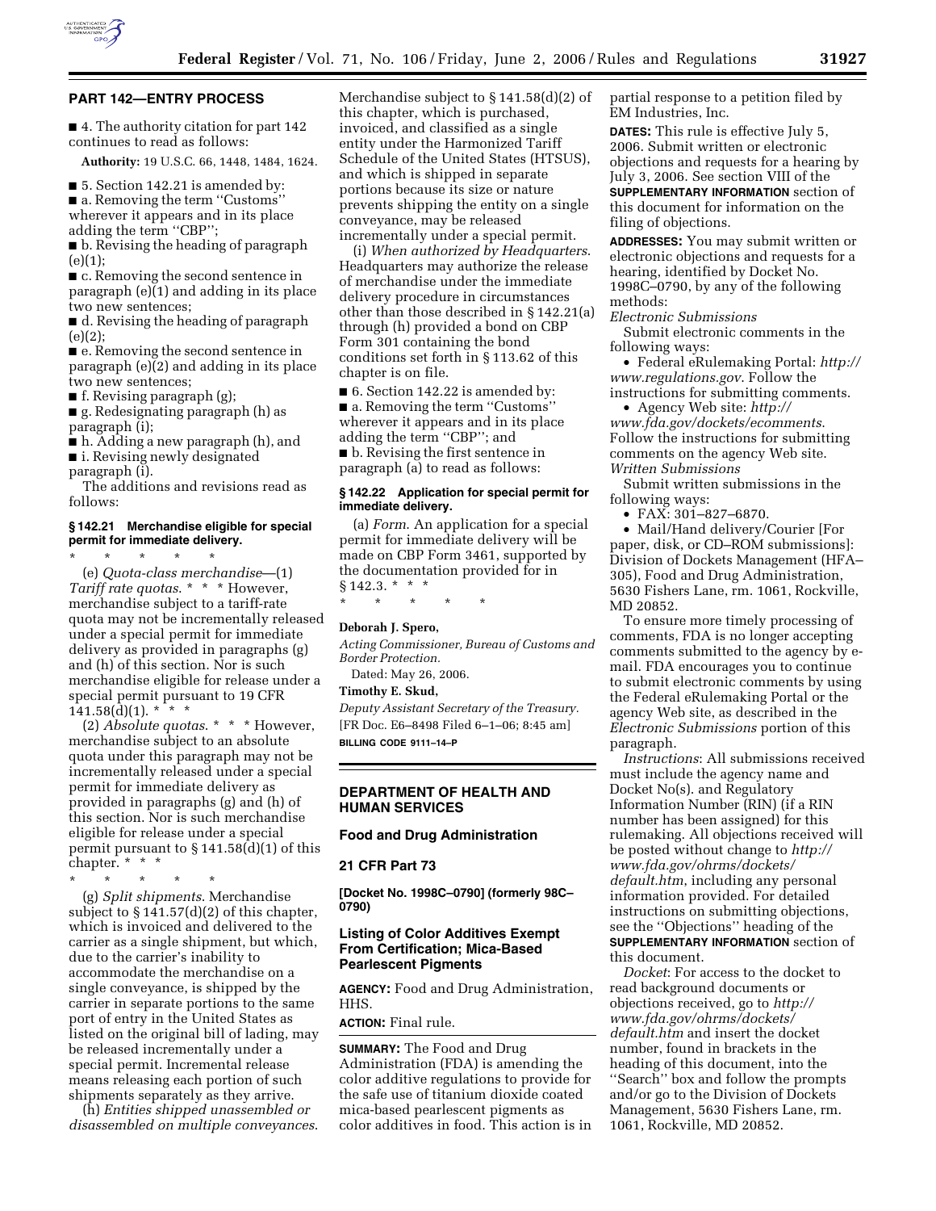## PART 142—ENTRY PROCESS

■ 4. The authority citation for part 142 continues to read as follows:

**Authority:** 19 U.S.C. 66, 1448, 1484, 1624.

■ 5. Section 142.21 is amended by:

■ a. Removing the term ''Customs'' wherever it appears and in its place adding the term ''CBP'';

■ b. Revising the heading of paragraph (e)(1);

■ c. Removing the second sentence in paragraph (e)(1) and adding in its place two new sentences;

■ d. Revising the heading of paragraph (e)(2);

■ e. Removing the second sentence in paragraph (e)(2) and adding in its place two new sentences;

■ f. Revising paragraph (g);

■ g. Redesignating paragraph (h) as paragraph (i);

■ h. Adding a new paragraph (h), and

■ i. Revising newly designated paragraph (i).

The additions and revisions read as follows:

### § 142.21 Merchandise eligible for special permit for immediate delivery.

\* \* \* \* \*

(e) *Quota-class merchandise*—(1) *Tariff rate quotas*. \* \* \* However, merchandise subject to a tariff-rate quota may not be incrementally released under a special permit for immediate delivery as provided in paragraphs (g) and (h) of this section. Nor is such merchandise eligible for release under a special permit pursuant to 19 CFR 141.58(d)(1). \* \* \*

(2) *Absolute quotas*. \* \* \* However, merchandise subject to an absolute quota under this paragraph may not be incrementally released under a special permit for immediate delivery as provided in paragraphs (g) and (h) of this section. Nor is such merchandise eligible for release under a special permit pursuant to § 141.58(d)(1) of this chapter. \* \* \*

\* \* \* \* \*

(g) *Split shipments*. Merchandise subject to § 141.57(d)(2) of this chapter, which is invoiced and delivered to the carrier as a single shipment, but which, due to the carrier's inability to accommodate the merchandise on a single conveyance, is shipped by the carrier in separate portions to the same port of entry in the United States as listed on the original bill of lading, may be released incrementally under a special permit. Incremental release means releasing each portion of such shipments separately as they arrive.

(h) *Entities shipped unassembled or disassembled on multiple conveyances*. Merchandise subject to § 141.58(d)(2) of this chapter, which is purchased, invoiced, and classified as a single entity under the Harmonized Tariff Schedule of the United States (HTSUS), and which is shipped in separate portions because its size or nature prevents shipping the entity on a single conveyance, may be released incrementally under a special permit.

(i) *When authorized by Headquarters*. Headquarters may authorize the release of merchandise under the immediate delivery procedure in circumstances other than those described in § 142.21(a) through (h) provided a bond on CBP Form 301 containing the bond conditions set forth in § 113.62 of this chapter is on file.

■ 6. Section 142.22 is amended by:

■ a. Removing the term ''Customs'' wherever it appears and in its place adding the term ''CBP''; and

■ b. Revising the first sentence in paragraph (a) to read as follows:

### § 142.22 Application for special permit for immediate delivery.

(a) *Form*. An application for a special permit for immediate delivery will be made on CBP Form 3461, supported by the documentation provided for in § 142.3. \* \* \*

\* \* \* \* \*

**Deborah J. Spero,**

*Acting Commissioner, Bureau of Customs and Border Protection.*

Dated: May 26, 2006.

**Timothy E. Skud,**

*Deputy Assistant Secretary of the Treasury.*

[FR Doc. E6–8498 Filed 6–1–06; 8:45 am]

**BILLING CODE 9111–14–P**

## DEPARTMENT OF HEALTH AND HUMAN SERVICES

## Food and Drug Administration

## 21 CFR Part 73

**[Docket No. 1998C–0790] (formerly 98C–0790)**

## Listing of Color Additives Exempt From Certification; Mica-Based Pearlescent Pigments

**AGENCY:** Food and Drug Administration, HHS.

**ACTION:** Final rule.

**SUMMARY:** The Food and Drug Administration (FDA) is amending the color additive regulations to provide for the safe use of titanium dioxide coated mica-based pearlescent pigments as color additives in food. This action is in partial response to a petition filed by EM Industries, Inc.

**DATES:** This rule is effective July 5, 2006. Submit written or electronic objections and requests for a hearing by July 3, 2006. See section VIII of the **SUPPLEMENTARY INFORMATION** section of this document for information on the filing of objections.

**ADDRESSES:** You may submit written or electronic objections and requests for a hearing, identified by Docket No. 1998C–0790, by any of the following methods:

*Electronic Submissions*

Submit electronic comments in the following ways:

- Federal eRulemaking Portal: *http://www.regulations.gov*. Follow the instructions for submitting comments.
- Agency Web site: *http://www.fda.gov/dockets/ecomments*. Follow the instructions for submitting comments on the agency Web site.

*Written Submissions*

Submit written submissions in the following ways:

- FAX: 301–827–6870.
- Mail/Hand delivery/Courier [For paper, disk, or CD–ROM submissions]: Division of Dockets Management (HFA–305), Food and Drug Administration, 5630 Fishers Lane, rm. 1061, Rockville, MD 20852.

To ensure more timely processing of comments, FDA is no longer accepting comments submitted to the agency by e-mail. FDA encourages you to continue to submit electronic comments by using the Federal eRulemaking Portal or the agency Web site, as described in the *Electronic Submissions* portion of this paragraph.

*Instructions*: All submissions received must include the agency name and Docket No(s). and Regulatory Information Number (RIN) (if a RIN number has been assigned) for this rulemaking. All objections received will be posted without change to *http://www.fda.gov/ohrms/dockets/default.htm*, including any personal information provided. For detailed instructions on submitting objections, see the ''Objections'' heading of the **SUPPLEMENTARY INFORMATION** section of this document.

*Docket*: For access to the docket to read background documents or objections received, go to *http://www.fda.gov/ohrms/dockets/default.htm* and insert the docket number, found in brackets in the heading of this document, into the ''Search'' box and follow the prompts and/or go to the Division of Dockets Management, 5630 Fishers Lane, rm. 1061, Rockville, MD 20852.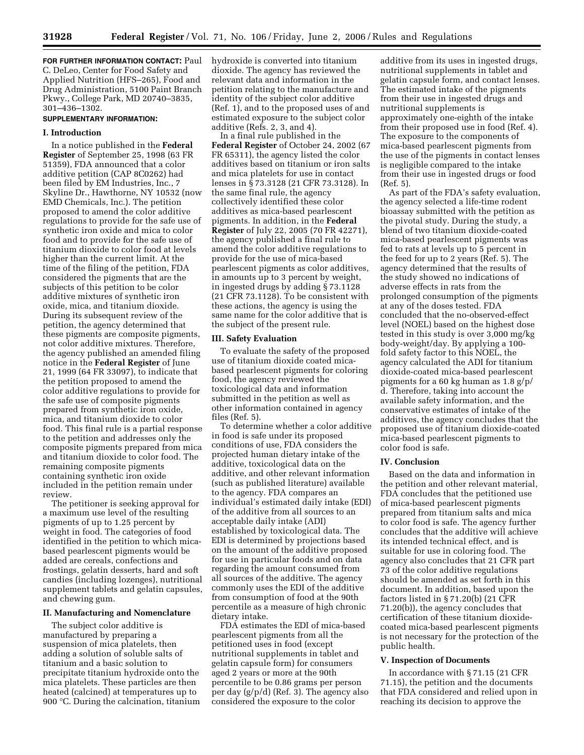**FOR FURTHER INFORMATION CONTACT:** Paul C. DeLeo, Center for Food Safety and Applied Nutrition (HFS–265), Food and Drug Administration, 5100 Paint Branch Pkwy., College Park, MD 20740–3835, 301–436–1302.

**SUPPLEMENTARY INFORMATION:**

## I. Introduction

In a notice published in the **Federal Register** of September 25, 1998 (63 FR 51359), FDA announced that a color additive petition (CAP 8C0262) had been filed by EM Industries, Inc., 7 Skyline Dr., Hawthorne, NY 10532 (now EMD Chemicals, Inc.). The petition proposed to amend the color additive regulations to provide for the safe use of synthetic iron oxide and mica to color food and to provide for the safe use of titanium dioxide to color food at levels higher than the current limit. At the time of the filing of the petition, FDA considered the pigments that are the subjects of this petition to be color additive mixtures of synthetic iron oxide, mica, and titanium dioxide. During its subsequent review of the petition, the agency determined that these pigments are composite pigments, not color additive mixtures. Therefore, the agency published an amended filing notice in the **Federal Register** of June 21, 1999 (64 FR 33097), to indicate that the petition proposed to amend the color additive regulations to provide for the safe use of composite pigments prepared from synthetic iron oxide, mica, and titanium dioxide to color food. This final rule is a partial response to the petition and addresses only the composite pigments prepared from mica and titanium dioxide to color food. The remaining composite pigments containing synthetic iron oxide included in the petition remain under review.

The petitioner is seeking approval for a maximum use level of the resulting pigments of up to 1.25 percent by weight in food. The categories of food identified in the petition to which mica-based pearlescent pigments would be added are cereals, confections and frostings, gelatin desserts, hard and soft candies (including lozenges), nutritional supplement tablets and gelatin capsules, and chewing gum.

## II. Manufacturing and Nomenclature

The subject color additive is manufactured by preparing a suspension of mica platelets, then adding a solution of soluble salts of titanium and a basic solution to precipitate titanium hydroxide onto the mica platelets. These particles are then heated (calcined) at temperatures up to 900 °C. During the calcination, titanium hydroxide is converted into titanium dioxide. The agency has reviewed the relevant data and information in the petition relating to the manufacture and identity of the subject color additive (Ref. 1), and to the proposed uses of and estimated exposure to the subject color additive (Refs. 2, 3, and 4).

In a final rule published in the **Federal Register** of October 24, 2002 (67 FR 65311), the agency listed the color additives based on titanium or iron salts and mica platelets for use in contact lenses in § 73.3128 (21 CFR 73.3128). In the same final rule, the agency collectively identified these color additives as mica-based pearlescent pigments. In addition, in the **Federal Register** of July 22, 2005 (70 FR 42271), the agency published a final rule to amend the color additive regulations to provide for the use of mica-based pearlescent pigments as color additives, in amounts up to 3 percent by weight, in ingested drugs by adding § 73.1128 (21 CFR 73.1128). To be consistent with these actions, the agency is using the same name for the color additive that is the subject of the present rule.

## III. Safety Evaluation

To evaluate the safety of the proposed use of titanium dioxide coated mica-based pearlescent pigments for coloring food, the agency reviewed the toxicological data and information submitted in the petition as well as other information contained in agency files (Ref. 5).

To determine whether a color additive in food is safe under its proposed conditions of use, FDA considers the projected human dietary intake of the additive, toxicological data on the additive, and other relevant information (such as published literature) available to the agency. FDA compares an individual's estimated daily intake (EDI) of the additive from all sources to an acceptable daily intake (ADI) established by toxicological data. The EDI is determined by projections based on the amount of the additive proposed for use in particular foods and on data regarding the amount consumed from all sources of the additive. The agency commonly uses the EDI of the additive from consumption of food at the 90th percentile as a measure of high chronic dietary intake.

FDA estimates the EDI of mica-based pearlescent pigments from all the petitioned uses in food (except nutritional supplements in tablet and gelatin capsule form) for consumers aged 2 years or more at the 90th percentile to be 0.86 grams per person per day (g/p/d) (Ref. 3). The agency also considered the exposure to the color additive from its uses in ingested drugs, nutritional supplements in tablet and gelatin capsule form, and contact lenses. The estimated intake of the pigments from their use in ingested drugs and nutritional supplements is approximately one-eighth of the intake from their proposed use in food (Ref. 4). The exposure to the components of mica-based pearlescent pigments from the use of the pigments in contact lenses is negligible compared to the intake from their use in ingested drugs or food (Ref. 5).

As part of the FDA's safety evaluation, the agency selected a life-time rodent bioassay submitted with the petition as the pivotal study. During the study, a blend of two titanium dioxide-coated mica-based pearlescent pigments was fed to rats at levels up to 5 percent in the feed for up to 2 years (Ref. 5). The agency determined that the results of the study showed no indications of adverse effects in rats from the prolonged consumption of the pigments at any of the doses tested. FDA concluded that the no-observed-effect level (NOEL) based on the highest dose tested in this study is over 3,000 mg/kg body-weight/day. By applying a 100-fold safety factor to this NOEL, the agency calculated the ADI for titanium dioxide-coated mica-based pearlescent pigments for a 60 kg human as 1.8 g/p/d. Therefore, taking into account the available safety information, and the conservative estimates of intake of the additives, the agency concludes that the proposed use of titanium dioxide-coated mica-based pearlescent pigments to color food is safe.

## IV. Conclusion

Based on the data and information in the petition and other relevant material, FDA concludes that the petitioned use of mica-based pearlescent pigments prepared from titanium salts and mica to color food is safe. The agency further concludes that the additive will achieve its intended technical effect, and is suitable for use in coloring food. The agency also concludes that 21 CFR part 73 of the color additive regulations should be amended as set forth in this document. In addition, based upon the factors listed in § 71.20(b) (21 CFR 71.20(b)), the agency concludes that certification of these titanium dioxide-coated mica-based pearlescent pigments is not necessary for the protection of the public health.

## V. Inspection of Documents

In accordance with § 71.15 (21 CFR 71.15), the petition and the documents that FDA considered and relied upon in reaching its decision to approve the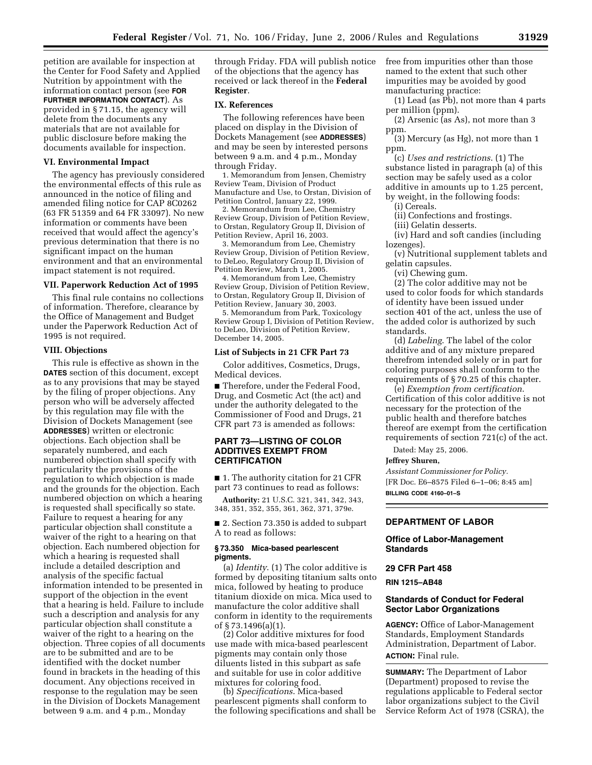petition are available for inspection at the Center for Food Safety and Applied Nutrition by appointment with the information contact person (see **FOR FURTHER INFORMATION CONTACT**). As provided in § 71.15, the agency will delete from the documents any materials that are not available for public disclosure before making the documents available for inspection.

### VI. Environmental Impact

The agency has previously considered the environmental effects of this rule as announced in the notice of filing and amended filing notice for CAP 8C0262 (63 FR 51359 and 64 FR 33097). No new information or comments have been received that would affect the agency's previous determination that there is no significant impact on the human environment and that an environmental impact statement is not required.

### VII. Paperwork Reduction Act of 1995

This final rule contains no collections of information. Therefore, clearance by the Office of Management and Budget under the Paperwork Reduction Act of 1995 is not required.

### VIII. Objections

This rule is effective as shown in the **DATES** section of this document, except as to any provisions that may be stayed by the filing of proper objections. Any person who will be adversely affected by this regulation may file with the Division of Dockets Management (see **ADDRESSES**) written or electronic objections. Each objection shall be separately numbered, and each numbered objection shall specify with particularity the provisions of the regulation to which objection is made and the grounds for the objection. Each numbered objection on which a hearing is requested shall specifically so state. Failure to request a hearing for any particular objection shall constitute a waiver of the right to a hearing on that objection. Each numbered objection for which a hearing is requested shall include a detailed description and analysis of the specific factual information intended to be presented in support of the objection in the event that a hearing is held. Failure to include such a description and analysis for any particular objection shall constitute a waiver of the right to a hearing on the objection. Three copies of all documents are to be submitted and are to be identified with the docket number found in brackets in the heading of this document. Any objections received in response to the regulation may be seen in the Division of Dockets Management between 9 a.m. and 4 p.m., Monday through Friday. FDA will publish notice of the objections that the agency has received or lack thereof in the **Federal Register**.

### IX. References

The following references have been placed on display in the Division of Dockets Management (see **ADDRESSES**) and may be seen by interested persons between 9 a.m. and 4 p.m., Monday through Friday.

1. Memorandum from Jensen, Chemistry Review Team, Division of Product Manufacture and Use, to Orstan, Division of Petition Control, January 22, 1999.
2. Memorandum from Lee, Chemistry Review Group, Division of Petition Review, to Orstan, Regulatory Group II, Division of Petition Review, April 16, 2003.
3. Memorandum from Lee, Chemistry Review Group, Division of Petition Review, to DeLeo, Regulatory Group II, Division of Petition Review, March 1, 2005.
4. Memorandum from Lee, Chemistry Review Group, Division of Petition Review, to Orstan, Regulatory Group II, Division of Petition Review, January 30, 2003.
5. Memorandum from Park, Toxicology Review Group I, Division of Petition Review, to DeLeo, Division of Petition Review, December 14, 2005.

#### List of Subjects in 21 CFR Part 73

Color additives, Cosmetics, Drugs, Medical devices.

■ Therefore, under the Federal Food, Drug, and Cosmetic Act (the act) and under the authority delegated to the Commissioner of Food and Drugs, 21 CFR part 73 is amended as follows:

## PART 73—LISTING OF COLOR ADDITIVES EXEMPT FROM CERTIFICATION

■ 1. The authority citation for 21 CFR part 73 continues to read as follows:

**Authority:** 21 U.S.C. 321, 341, 342, 343, 348, 351, 352, 355, 361, 362, 371, 379e.

■ 2. Section 73.350 is added to subpart A to read as follows:

#### § 73.350 Mica-based pearlescent pigments.

(a) *Identity*. (1) The color additive is formed by depositing titanium salts onto mica, followed by heating to produce titanium dioxide on mica. Mica used to manufacture the color additive shall conform in identity to the requirements of § 73.1496(a)(1).

(2) Color additive mixtures for food use made with mica-based pearlescent pigments may contain only those diluents listed in this subpart as safe and suitable for use in color additive mixtures for coloring food.

(b) *Specifications*. Mica-based pearlescent pigments shall conform to the following specifications and shall be free from impurities other than those named to the extent that such other impurities may be avoided by good manufacturing practice:

(1) Lead (as Pb), not more than 4 parts per million (ppm).

(2) Arsenic (as As), not more than 3 ppm.

(3) Mercury (as Hg), not more than 1 ppm.

(c) *Uses and restrictions*. (1) The substance listed in paragraph (a) of this section may be safely used as a color additive in amounts up to 1.25 percent, by weight, in the following foods:

(i) Cereals.

(ii) Confections and frostings.

(iii) Gelatin desserts.

(iv) Hard and soft candies (including lozenges).

(v) Nutritional supplement tablets and gelatin capsules.

(vi) Chewing gum.

(2) The color additive may not be used to color foods for which standards of identity have been issued under section 401 of the act, unless the use of the added color is authorized by such standards.

(d) *Labeling*. The label of the color additive and of any mixture prepared therefrom intended solely or in part for coloring purposes shall conform to the requirements of § 70.25 of this chapter.

(e) *Exemption from certification*. Certification of this color additive is not necessary for the protection of the public health and therefore batches thereof are exempt from the certification requirements of section 721(c) of the act.

Dated: May 25, 2006.

**Jeffrey Shuren,**

*Assistant Commissioner for Policy.*

[FR Doc. E6–8575 Filed 6–1–06; 8:45 am]

**BILLING CODE 4160–01–S**

---

## DEPARTMENT OF LABOR

### Office of Labor-Management Standards

### 29 CFR Part 458

**RIN 1215–AB48**

### Standards of Conduct for Federal Sector Labor Organizations

**AGENCY:** Office of Labor-Management Standards, Employment Standards Administration, Department of Labor.

**ACTION:** Final rule.

**SUMMARY:** The Department of Labor (Department) proposed to revise the regulations applicable to Federal sector labor organizations subject to the Civil Service Reform Act of 1978 (CSRA), the